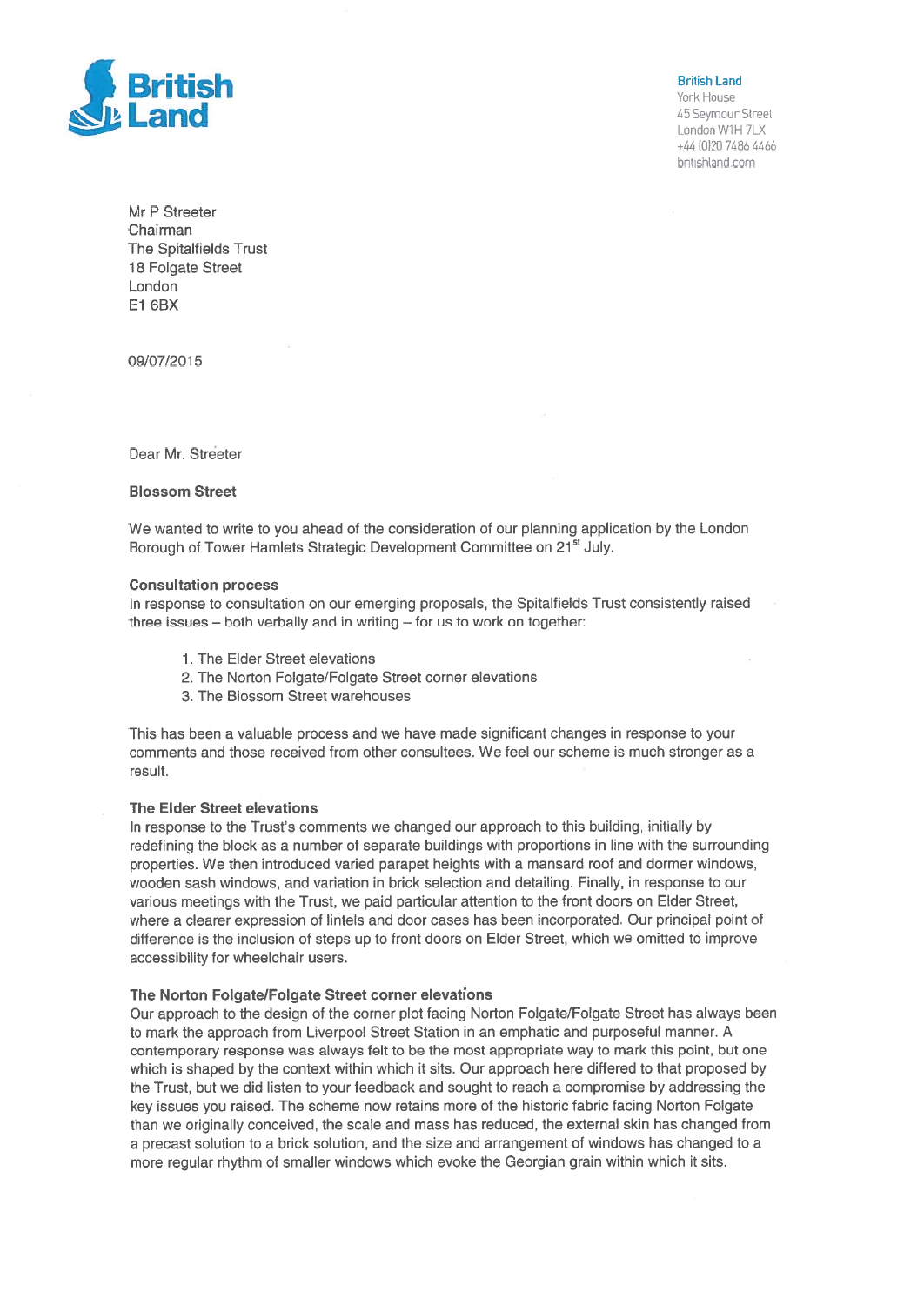**British Land**

British Land
York House
45 Seymour Street
London W1H 7LX
+44 (0)20 7486 4466
britishland.com

Mr P Streeter
Chairman
The Spitalfields Trust
18 Folgate Street
London
E1 6BX

09/07/2015

Dear Mr. Streeter

**Blossom Street**

We wanted to write to you ahead of the consideration of our planning application by the London Borough of Tower Hamlets Strategic Development Committee on 21st July.

**Consultation process**
In response to consultation on our emerging proposals, the Spitalfields Trust consistently raised three issues – both verbally and in writing – for us to work on together:

1. The Elder Street elevations
2. The Norton Folgate/Folgate Street corner elevations
3. The Blossom Street warehouses

This has been a valuable process and we have made significant changes in response to your comments and those received from other consultees. We feel our scheme is much stronger as a result.

**The Elder Street elevations**
In response to the Trust's comments we changed our approach to this building, initially by redefining the block as a number of separate buildings with proportions in line with the surrounding properties. We then introduced varied parapet heights with a mansard roof and dormer windows, wooden sash windows, and variation in brick selection and detailing. Finally, in response to our various meetings with the Trust, we paid particular attention to the front doors on Elder Street, where a clearer expression of lintels and door cases has been incorporated. Our principal point of difference is the inclusion of steps up to front doors on Elder Street, which we omitted to improve accessibility for wheelchair users.

**The Norton Folgate/Folgate Street corner elevations**
Our approach to the design of the corner plot facing Norton Folgate/Folgate Street has always been to mark the approach from Liverpool Street Station in an emphatic and purposeful manner. A contemporary response was always felt to be the most appropriate way to mark this point, but one which is shaped by the context within which it sits. Our approach here differed to that proposed by the Trust, but we did listen to your feedback and sought to reach a compromise by addressing the key issues you raised. The scheme now retains more of the historic fabric facing Norton Folgate than we originally conceived, the scale and mass has reduced, the external skin has changed from a precast solution to a brick solution, and the size and arrangement of windows has changed to a more regular rhythm of smaller windows which evoke the Georgian grain within which it sits.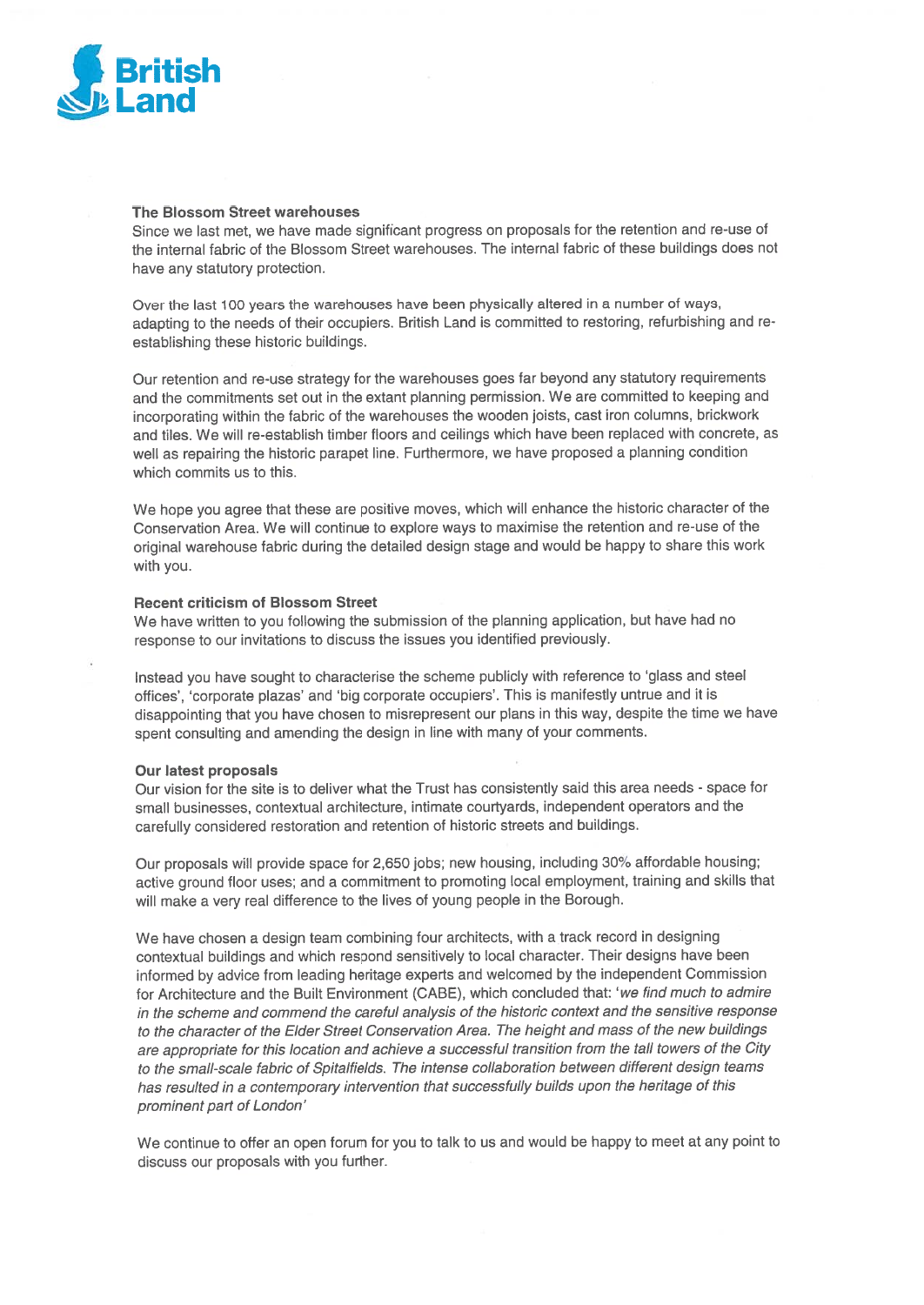**British Land**

### The Blossom Street warehouses

Since we last met, we have made significant progress on proposals for the retention and re-use of the internal fabric of the Blossom Street warehouses. The internal fabric of these buildings does not have any statutory protection.

Over the last 100 years the warehouses have been physically altered in a number of ways, adapting to the needs of their occupiers. British Land is committed to restoring, refurbishing and re-establishing these historic buildings.

Our retention and re-use strategy for the warehouses goes far beyond any statutory requirements and the commitments set out in the extant planning permission. We are committed to keeping and incorporating within the fabric of the warehouses the wooden joists, cast iron columns, brickwork and tiles. We will re-establish timber floors and ceilings which have been replaced with concrete, as well as repairing the historic parapet line. Furthermore, we have proposed a planning condition which commits us to this.

We hope you agree that these are positive moves, which will enhance the historic character of the Conservation Area. We will continue to explore ways to maximise the retention and re-use of the original warehouse fabric during the detailed design stage and would be happy to share this work with you.

### Recent criticism of Blossom Street

We have written to you following the submission of the planning application, but have had no response to our invitations to discuss the issues you identified previously.

Instead you have sought to characterise the scheme publicly with reference to 'glass and steel offices', 'corporate plazas' and 'big corporate occupiers'. This is manifestly untrue and it is disappointing that you have chosen to misrepresent our plans in this way, despite the time we have spent consulting and amending the design in line with many of your comments.

### Our latest proposals

Our vision for the site is to deliver what the Trust has consistently said this area needs - space for small businesses, contextual architecture, intimate courtyards, independent operators and the carefully considered restoration and retention of historic streets and buildings.

Our proposals will provide space for 2,650 jobs; new housing, including 30% affordable housing; active ground floor uses; and a commitment to promoting local employment, training and skills that will make a very real difference to the lives of young people in the Borough.

We have chosen a design team combining four architects, with a track record in designing contextual buildings and which respond sensitively to local character. Their designs have been informed by advice from leading heritage experts and welcomed by the independent Commission for Architecture and the Built Environment (CABE), which concluded that: '*we find much to admire in the scheme and commend the careful analysis of the historic context and the sensitive response to the character of the Elder Street Conservation Area. The height and mass of the new buildings are appropriate for this location and achieve a successful transition from the tall towers of the City to the small-scale fabric of Spitalfields. The intense collaboration between different design teams has resulted in a contemporary intervention that successfully builds upon the heritage of this prominent part of London*'

We continue to offer an open forum for you to talk to us and would be happy to meet at any point to discuss our proposals with you further.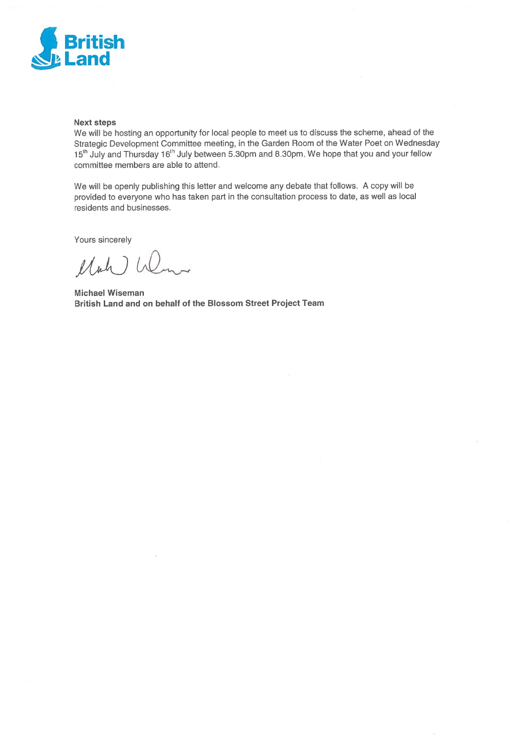British Land

**Next steps**

We will be hosting an opportunity for local people to meet us to discuss the scheme, ahead of the Strategic Development Committee meeting, in the Garden Room of the Water Poet on Wednesday 15th July and Thursday 16th July between 5.30pm and 8.30pm. We hope that you and your fellow committee members are able to attend.

We will be openly publishing this letter and welcome any debate that follows. A copy will be provided to everyone who has taken part in the consultation process to date, as well as local residents and businesses.

Yours sincerely

**Michael Wiseman**
**British Land and on behalf of the Blossom Street Project Team**